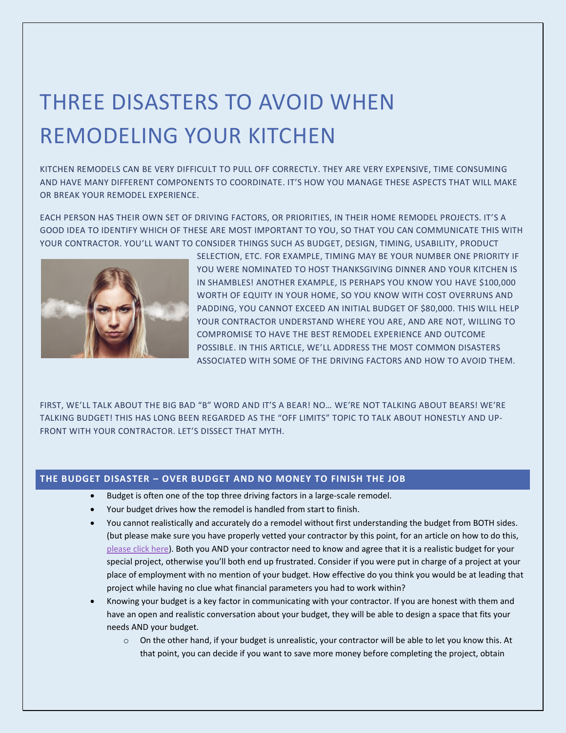# THREE DISASTERS TO AVOID WHEN REMODELING YOUR KITCHEN

KITCHEN REMODELS CAN BE VERY DIFFICULT TO PULL OFF CORRECTLY. THEY ARE VERY EXPENSIVE, TIME CONSUMING AND HAVE MANY DIFFERENT COMPONENTS TO COORDINATE. IT'S HOW YOU MANAGE THESE ASPECTS THAT WILL MAKE OR BREAK YOUR REMODEL EXPERIENCE.

EACH PERSON HAS THEIR OWN SET OF DRIVING FACTORS, OR PRIORITIES, IN THEIR HOME REMODEL PROJECTS. IT'S A GOOD IDEA TO IDENTIFY WHICH OF THESE ARE MOST IMPORTANT TO YOU, SO THAT YOU CAN COMMUNICATE THIS WITH YOUR CONTRACTOR. YOU'LL WANT TO CONSIDER THINGS SUCH AS BUDGET, DESIGN, TIMING, USABILITY, PRODUCT SELECTION, ETC. FOR EXAMPLE, TIMING MAY BE YOUR NUMBER ONE PRIORITY IF YOU WERE NOMINATED TO HOST THANKSGIVING DINNER AND YOUR KITCHEN IS IN SHAMBLES! ANOTHER EXAMPLE, IS PERHAPS YOU KNOW YOU HAVE $100,000 WORTH OF EQUITY IN YOUR HOME, SO YOU KNOW WITH COST OVERRUNS AND PADDING, YOU CANNOT EXCEED AN INITIAL BUDGET OF $80,000. THIS WILL HELP YOUR CONTRACTOR UNDERSTAND WHERE YOU ARE, AND ARE NOT, WILLING TO COMPROMISE TO HAVE THE BEST REMODEL EXPERIENCE AND OUTCOME POSSIBLE. IN THIS ARTICLE, WE'LL ADDRESS THE MOST COMMON DISASTERS ASSOCIATED WITH SOME OF THE DRIVING FACTORS AND HOW TO AVOID THEM.

FIRST, WE'LL TALK ABOUT THE BIG BAD "B" WORD AND IT'S A BEAR! NO… WE'RE NOT TALKING ABOUT BEARS! WE'RE TALKING BUDGET! THIS HAS LONG BEEN REGARDED AS THE "OFF LIMITS" TOPIC TO TALK ABOUT HONESTLY AND UP-FRONT WITH YOUR CONTRACTOR. LET'S DISSECT THAT MYTH.

## THE BUDGET DISASTER – OVER BUDGET AND NO MONEY TO FINISH THE JOB

- Budget is often one of the top three driving factors in a large-scale remodel.
- Your budget drives how the remodel is handled from start to finish.
- You cannot realistically and accurately do a remodel without first understanding the budget from BOTH sides. (but please make sure you have properly vetted your contractor by this point, for an article on how to do this, please click here). Both you AND your contractor need to know and agree that it is a realistic budget for your special project, otherwise you'll both end up frustrated. Consider if you were put in charge of a project at your place of employment with no mention of your budget. How effective do you think you would be at leading that project while having no clue what financial parameters you had to work within?
- Knowing your budget is a key factor in communicating with your contractor. If you are honest with them and have an open and realistic conversation about your budget, they will be able to design a space that fits your needs AND your budget.
    - On the other hand, if your budget is unrealistic, your contractor will be able to let you know this. At that point, you can decide if you want to save more money before completing the project, obtain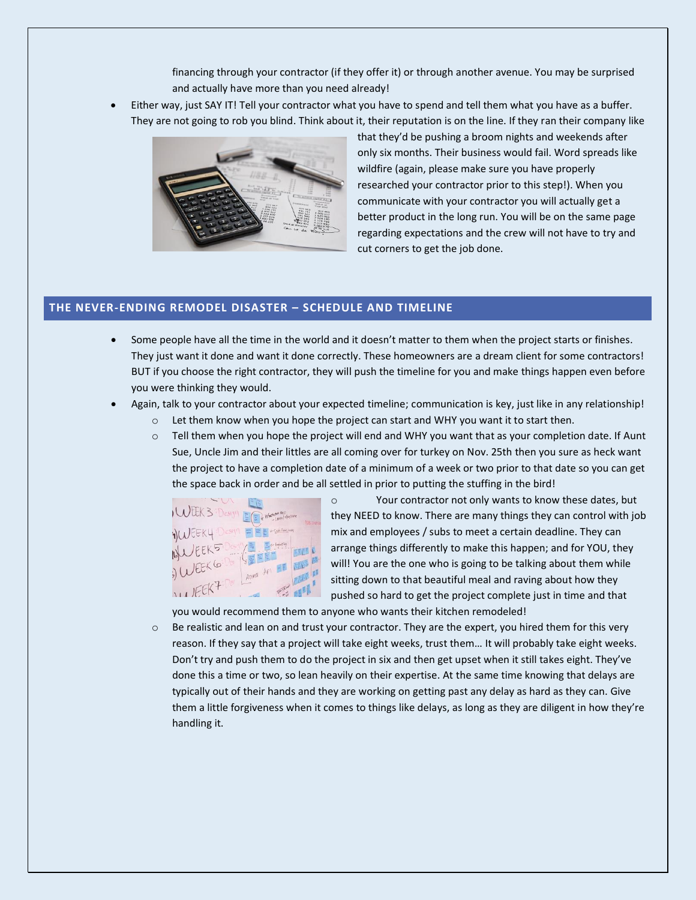financing through your contractor (if they offer it) or through another avenue. You may be surprised and actually have more than you need already!

- Either way, just SAY IT! Tell your contractor what you have to spend and tell them what you have as a buffer. They are not going to rob you blind. Think about it, their reputation is on the line. If they ran their company like that they'd be pushing a broom nights and weekends after only six months. Their business would fail. Word spreads like wildfire (again, please make sure you have properly researched your contractor prior to this step!). When you communicate with your contractor you will actually get a better product in the long run. You will be on the same page regarding expectations and the crew will not have to try and cut corners to get the job done.

## THE NEVER-ENDING REMODEL DISASTER – SCHEDULE AND TIMELINE

- Some people have all the time in the world and it doesn't matter to them when the project starts or finishes. They just want it done and want it done correctly. These homeowners are a dream client for some contractors! BUT if you choose the right contractor, they will push the timeline for you and make things happen even before you were thinking they would.
- Again, talk to your contractor about your expected timeline; communication is key, just like in any relationship!
  - Let them know when you hope the project can start and WHY you want it to start then.
  - Tell them when you hope the project will end and WHY you want that as your completion date. If Aunt Sue, Uncle Jim and their littles are all coming over for turkey on Nov. 25th then you sure as heck want the project to have a completion date of a minimum of a week or two prior to that date so you can get the space back in order and be all settled in prior to putting the stuffing in the bird!
  - Your contractor not only wants to know these dates, but they NEED to know. There are many things they can control with job mix and employees / subs to meet a certain deadline. They can arrange things differently to make this happen; and for YOU, they will! You are the one who is going to be talking about them while sitting down to that beautiful meal and raving about how they pushed so hard to get the project complete just in time and that you would recommend them to anyone who wants their kitchen remodeled!
  - Be realistic and lean on and trust your contractor. They are the expert, you hired them for this very reason. If they say that a project will take eight weeks, trust them… It will probably take eight weeks. Don't try and push them to do the project in six and then get upset when it still takes eight. They've done this a time or two, so lean heavily on their expertise. At the same time knowing that delays are typically out of their hands and they are working on getting past any delay as hard as they can. Give them a little forgiveness when it comes to things like delays, as long as they are diligent in how they're handling it.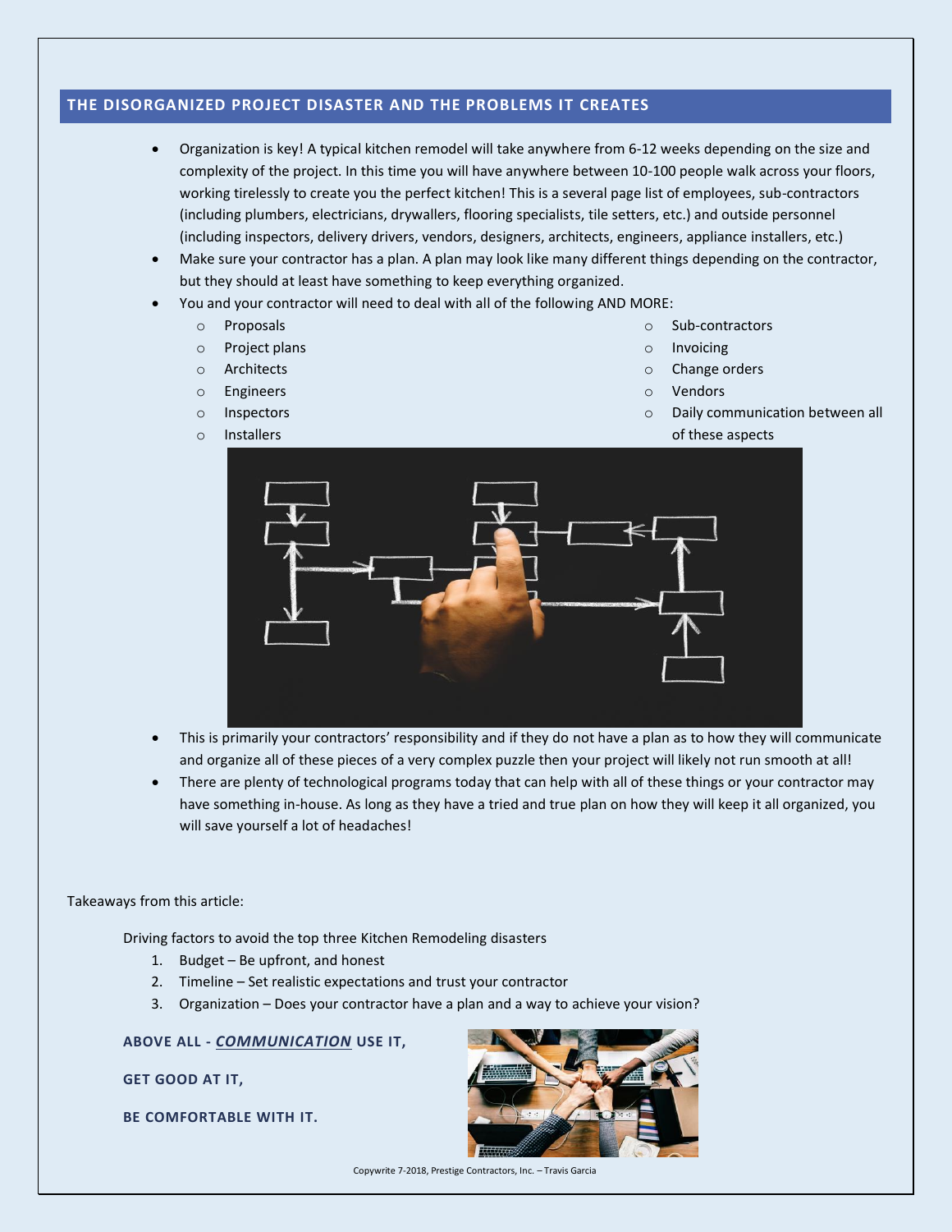## THE DISORGANIZED PROJECT DISASTER AND THE PROBLEMS IT CREATES

- Organization is key! A typical kitchen remodel will take anywhere from 6-12 weeks depending on the size and complexity of the project. In this time you will have anywhere between 10-100 people walk across your floors, working tirelessly to create you the perfect kitchen! This is a several page list of employees, sub-contractors (including plumbers, electricians, drywallers, flooring specialists, tile setters, etc.) and outside personnel (including inspectors, delivery drivers, vendors, designers, architects, engineers, appliance installers, etc.)
- Make sure your contractor has a plan. A plan may look like many different things depending on the contractor, but they should at least have something to keep everything organized.
- You and your contractor will need to deal with all of the following AND MORE:
  - Proposals
  - Project plans
  - Architects
  - Engineers
  - Inspectors
  - Installers
  - Sub-contractors
  - Invoicing
  - Change orders
  - Vendors
  - Daily communication between all of these aspects
- This is primarily your contractors' responsibility and if they do not have a plan as to how they will communicate and organize all of these pieces of a very complex puzzle then your project will likely not run smooth at all!
- There are plenty of technological programs today that can help with all of these things or your contractor may have something in-house. As long as they have a tried and true plan on how they will keep it all organized, you will save yourself a lot of headaches!

Takeaways from this article:

Driving factors to avoid the top three Kitchen Remodeling disasters

1. Budget – Be upfront, and honest
2. Timeline – Set realistic expectations and trust your contractor
3. Organization – Does your contractor have a plan and a way to achieve your vision?

**ABOVE ALL - *COMMUNICATION* USE IT,**

**GET GOOD AT IT,**

**BE COMFORTABLE WITH IT.**

Copywrite 7-2018, Prestige Contractors, Inc. – Travis Garcia